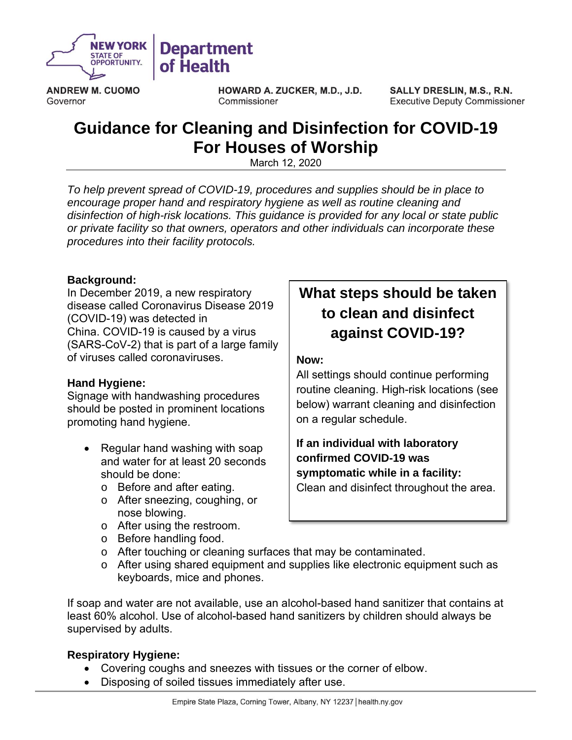NEW YORK STATE OF OPPORTUNITY. | Department of Health

**ANDREW M. CUOMO**
Governor

**HOWARD A. ZUCKER, M.D., J.D.**
Commissioner

**SALLY DRESLIN, M.S., R.N.**
Executive Deputy Commissioner

# Guidance for Cleaning and Disinfection for COVID-19 For Houses of Worship

March 12, 2020

*To help prevent spread of COVID-19, procedures and supplies should be in place to encourage proper hand and respiratory hygiene as well as routine cleaning and disinfection of high-risk locations. This guidance is provided for any local or state public or private facility so that owners, operators and other individuals can incorporate these procedures into their facility protocols.*

**Background:**
In December 2019, a new respiratory disease called Coronavirus Disease 2019 (COVID-19) was detected in China. COVID-19 is caused by a virus (SARS-CoV-2) that is part of a large family of viruses called coronaviruses.

**Hand Hygiene:**
Signage with handwashing procedures should be posted in prominent locations promoting hand hygiene.

- Regular hand washing with soap and water for at least 20 seconds should be done:
  - Before and after eating.
  - After sneezing, coughing, or nose blowing.
  - After using the restroom.
  - Before handling food.
  - After touching or cleaning surfaces that may be contaminated.
  - After using shared equipment and supplies like electronic equipment such as keyboards, mice and phones.

If soap and water are not available, use an alcohol-based hand sanitizer that contains at least 60% alcohol. Use of alcohol-based hand sanitizers by children should always be supervised by adults.

**Respiratory Hygiene:**
- Covering coughs and sneezes with tissues or the corner of elbow.
- Disposing of soiled tissues immediately after use.

## What steps should be taken to clean and disinfect against COVID-19?

**Now:**
All settings should continue performing routine cleaning. High-risk locations (see below) warrant cleaning and disinfection on a regular schedule.

**If an individual with laboratory confirmed COVID-19 was symptomatic while in a facility:**
Clean and disinfect throughout the area.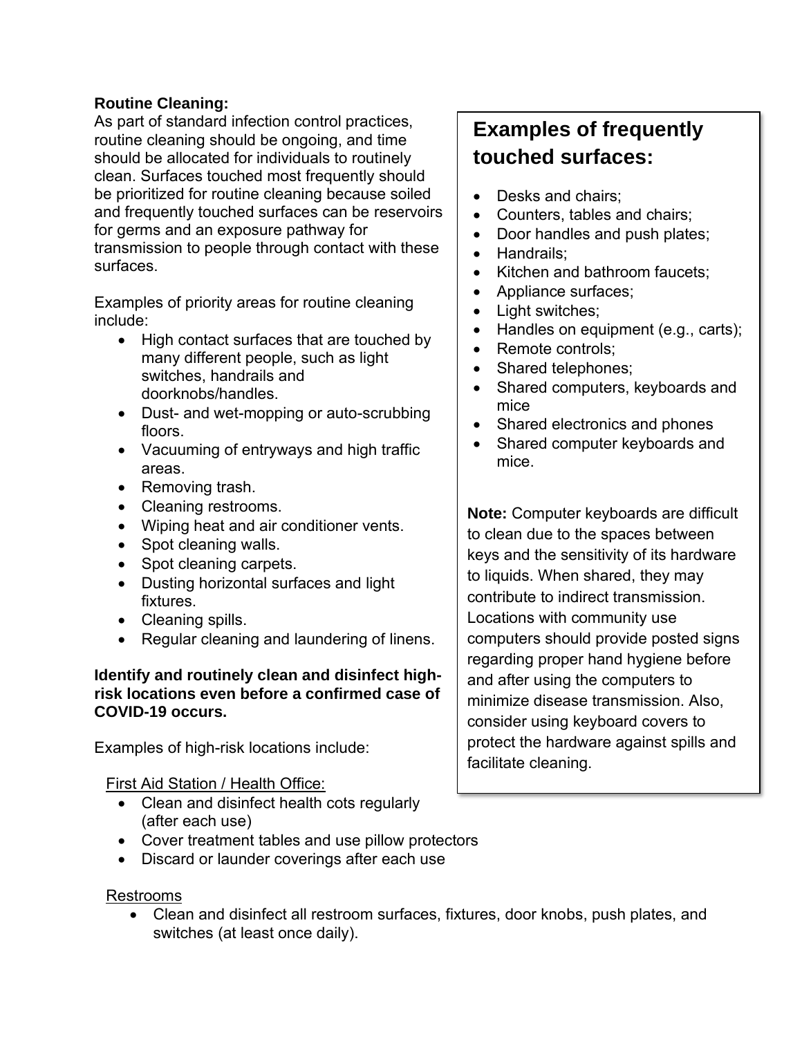**Routine Cleaning:**

As part of standard infection control practices, routine cleaning should be ongoing, and time should be allocated for individuals to routinely clean. Surfaces touched most frequently should be prioritized for routine cleaning because soiled and frequently touched surfaces can be reservoirs for germs and an exposure pathway for transmission to people through contact with these surfaces.

Examples of priority areas for routine cleaning include:

- High contact surfaces that are touched by many different people, such as light switches, handrails and doorknobs/handles.
- Dust- and wet-mopping or auto-scrubbing floors.
- Vacuuming of entryways and high traffic areas.
- Removing trash.
- Cleaning restrooms.
- Wiping heat and air conditioner vents.
- Spot cleaning walls.
- Spot cleaning carpets.
- Dusting horizontal surfaces and light fixtures.
- Cleaning spills.
- Regular cleaning and laundering of linens.

## Examples of frequently touched surfaces:

- Desks and chairs;
- Counters, tables and chairs;
- Door handles and push plates;
- Handrails;
- Kitchen and bathroom faucets;
- Appliance surfaces;
- Light switches;
- Handles on equipment (e.g., carts);
- Remote controls;
- Shared telephones;
- Shared computers, keyboards and mice
- Shared electronics and phones
- Shared computer keyboards and mice.

**Note:** Computer keyboards are difficult to clean due to the spaces between keys and the sensitivity of its hardware to liquids. When shared, they may contribute to indirect transmission. Locations with community use computers should provide posted signs regarding proper hand hygiene before and after using the computers to minimize disease transmission. Also, consider using keyboard covers to protect the hardware against spills and facilitate cleaning.

**Identify and routinely clean and disinfect high-risk locations even before a confirmed case of COVID-19 occurs.**

Examples of high-risk locations include:

First Aid Station / Health Office:

- Clean and disinfect health cots regularly (after each use)
- Cover treatment tables and use pillow protectors
- Discard or launder coverings after each use

Restrooms

- Clean and disinfect all restroom surfaces, fixtures, door knobs, push plates, and switches (at least once daily).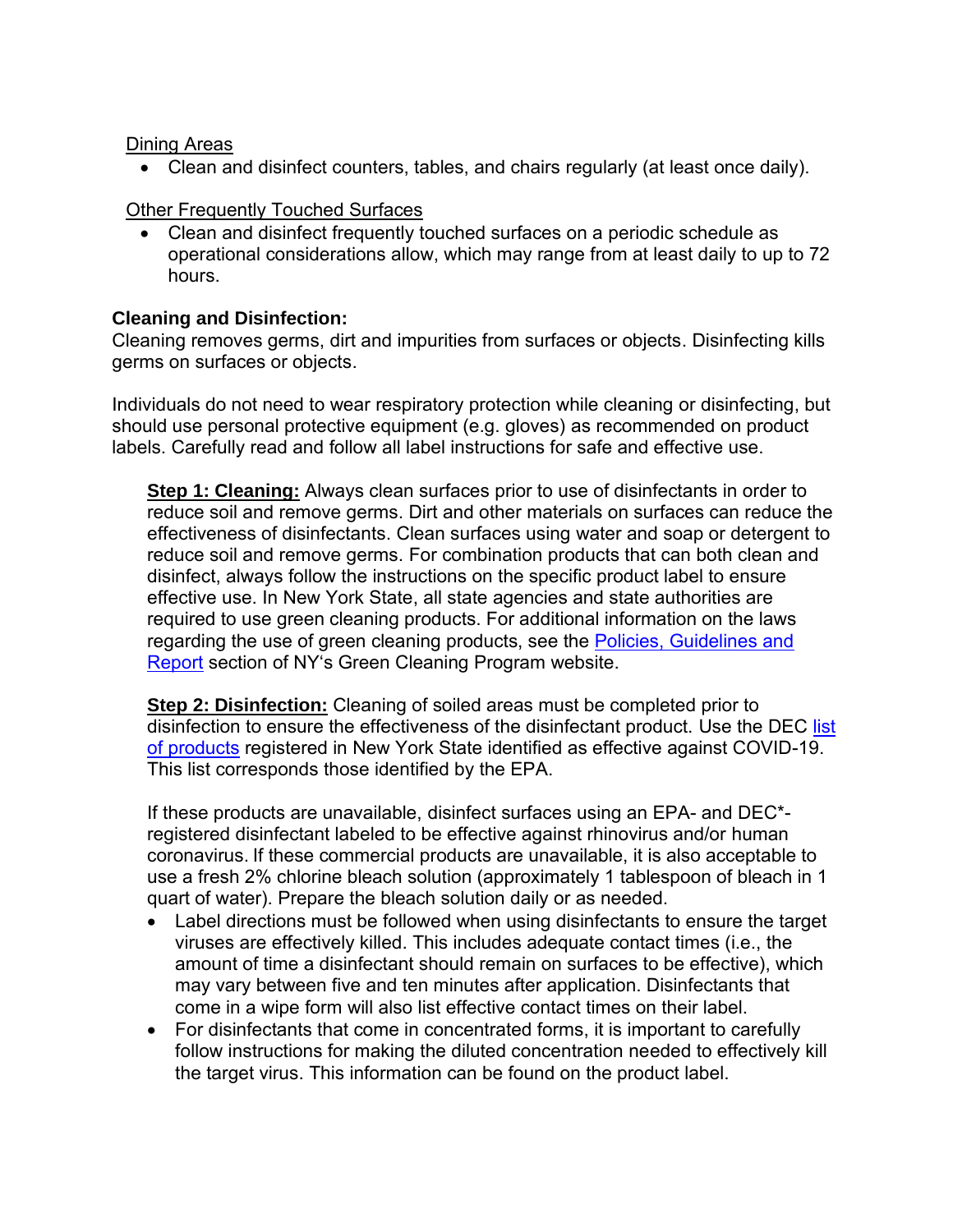Dining Areas

- Clean and disinfect counters, tables, and chairs regularly (at least once daily).

Other Frequently Touched Surfaces

- Clean and disinfect frequently touched surfaces on a periodic schedule as operational considerations allow, which may range from at least daily to up to 72 hours.

**Cleaning and Disinfection:**

Cleaning removes germs, dirt and impurities from surfaces or objects. Disinfecting kills germs on surfaces or objects.

Individuals do not need to wear respiratory protection while cleaning or disinfecting, but should use personal protective equipment (e.g. gloves) as recommended on product labels. Carefully read and follow all label instructions for safe and effective use.

**Step 1: Cleaning:** Always clean surfaces prior to use of disinfectants in order to reduce soil and remove germs. Dirt and other materials on surfaces can reduce the effectiveness of disinfectants. Clean surfaces using water and soap or detergent to reduce soil and remove germs. For combination products that can both clean and disinfect, always follow the instructions on the specific product label to ensure effective use. In New York State, all state agencies and state authorities are required to use green cleaning products. For additional information on the laws regarding the use of green cleaning products, see the Policies, Guidelines and Report section of NY's Green Cleaning Program website.

**Step 2: Disinfection:** Cleaning of soiled areas must be completed prior to disinfection to ensure the effectiveness of the disinfectant product. Use the DEC list of products registered in New York State identified as effective against COVID-19. This list corresponds those identified by the EPA.

If these products are unavailable, disinfect surfaces using an EPA- and DEC*-registered disinfectant labeled to be effective against rhinovirus and/or human coronavirus. If these commercial products are unavailable, it is also acceptable to use a fresh 2% chlorine bleach solution (approximately 1 tablespoon of bleach in 1 quart of water). Prepare the bleach solution daily or as needed.

- Label directions must be followed when using disinfectants to ensure the target viruses are effectively killed. This includes adequate contact times (i.e., the amount of time a disinfectant should remain on surfaces to be effective), which may vary between five and ten minutes after application. Disinfectants that come in a wipe form will also list effective contact times on their label.
- For disinfectants that come in concentrated forms, it is important to carefully follow instructions for making the diluted concentration needed to effectively kill the target virus. This information can be found on the product label.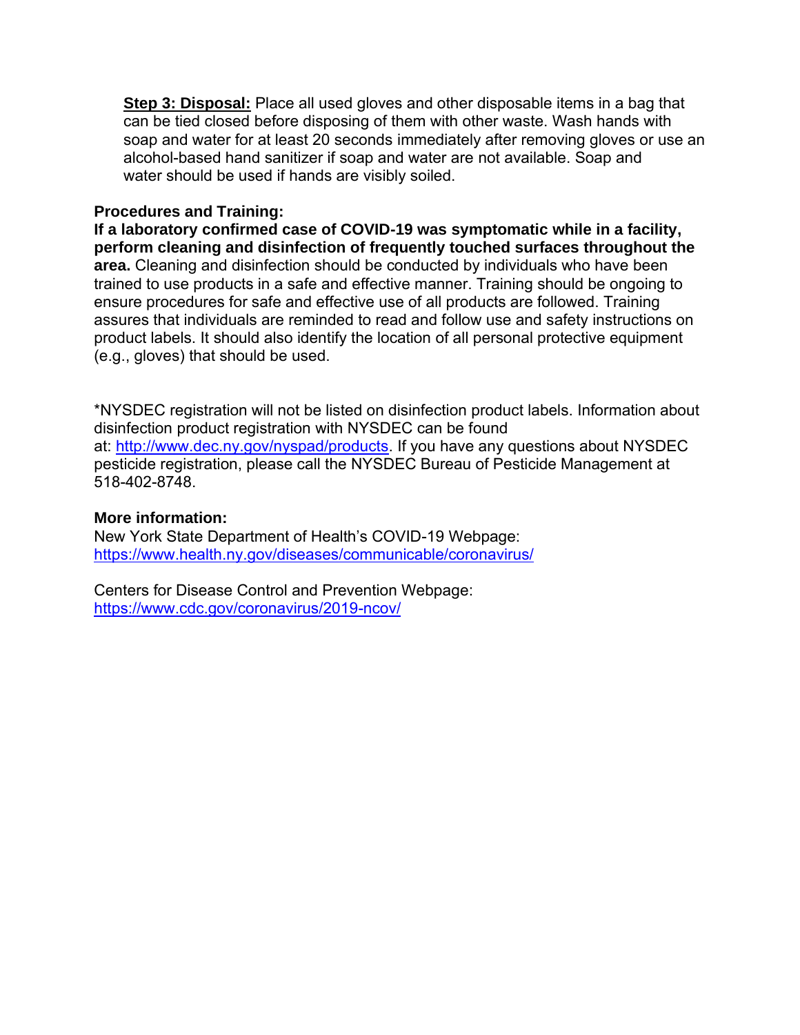**Step 3: Disposal:** Place all used gloves and other disposable items in a bag that can be tied closed before disposing of them with other waste. Wash hands with soap and water for at least 20 seconds immediately after removing gloves or use an alcohol-based hand sanitizer if soap and water are not available. Soap and water should be used if hands are visibly soiled.

**Procedures and Training:**

**If a laboratory confirmed case of COVID-19 was symptomatic while in a facility, perform cleaning and disinfection of frequently touched surfaces throughout the area.** Cleaning and disinfection should be conducted by individuals who have been trained to use products in a safe and effective manner. Training should be ongoing to ensure procedures for safe and effective use of all products are followed. Training assures that individuals are reminded to read and follow use and safety instructions on product labels. It should also identify the location of all personal protective equipment (e.g., gloves) that should be used.

*NYSDEC registration will not be listed on disinfection product labels. Information about disinfection product registration with NYSDEC can be found at: http://www.dec.ny.gov/nyspad/products. If you have any questions about NYSDEC pesticide registration, please call the NYSDEC Bureau of Pesticide Management at 518-402-8748.

**More information:**

New York State Department of Health's COVID-19 Webpage:
https://www.health.ny.gov/diseases/communicable/coronavirus/

Centers for Disease Control and Prevention Webpage:
https://www.cdc.gov/coronavirus/2019-ncov/